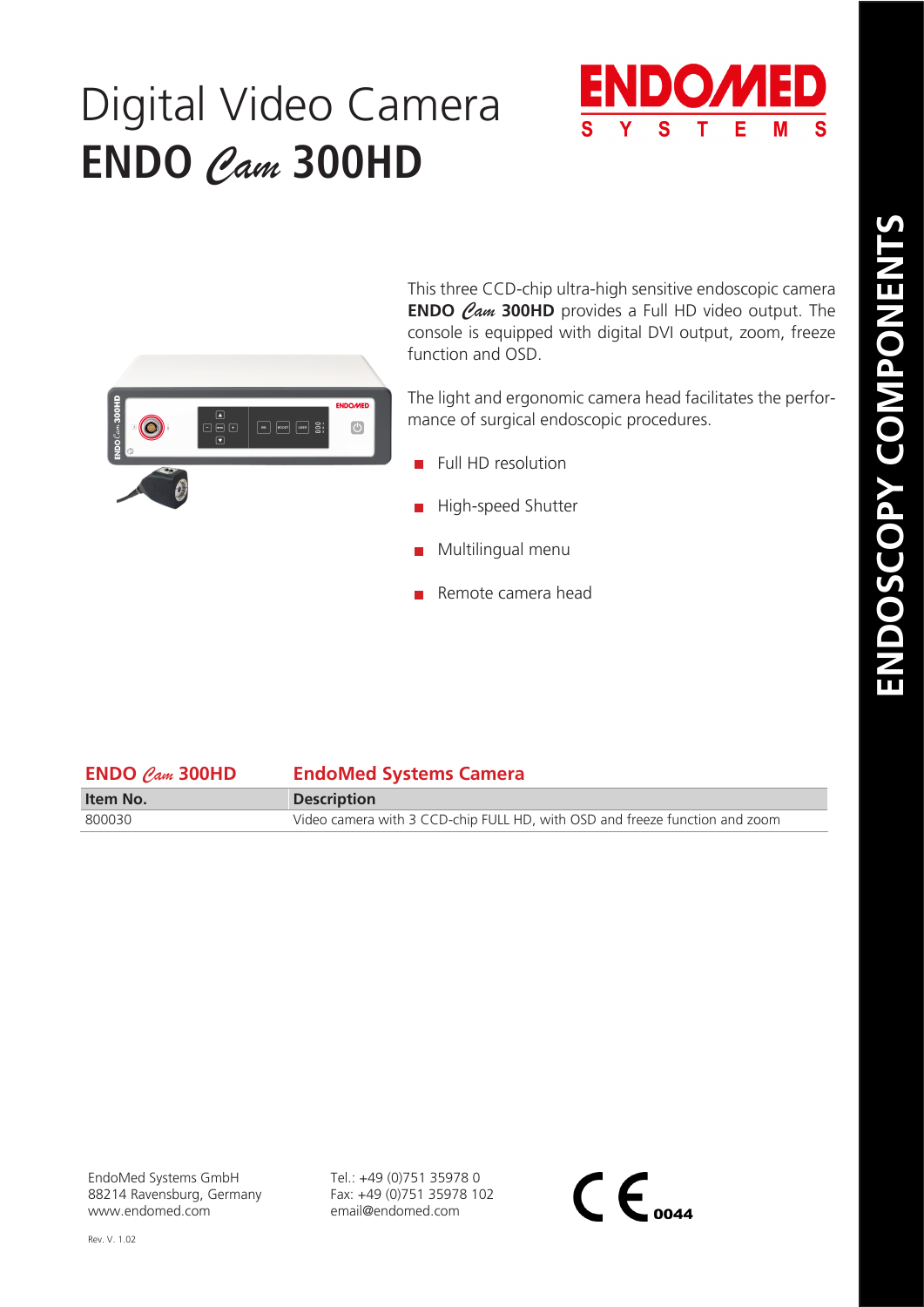# Digital Video Camera
# ENDO *Cam* 300HD

ENDOMED SYSTEMS

ENDOSCOPY COMPONENTS

This three CCD-chip ultra-high sensitive endoscopic camera **ENDO *Cam* 300HD** provides a Full HD video output. The console is equipped with digital DVI output, zoom, freeze function and OSD.

The light and ergonomic camera head facilitates the performance of surgical endoscopic procedures.

- Full HD resolution
- High-speed Shutter
- Multilingual menu
- Remote camera head

| **ENDO *Cam* 300HD** | **EndoMed Systems Camera** |
|---|---|
| **Item No.** | **Description** |
| 800030 | Video camera with 3 CCD-chip FULL HD, with OSD and freeze function and zoom |

EndoMed Systems GmbH
88214 Ravensburg, Germany
www.endomed.com

Tel.: +49 (0)751 35978 0
Fax: +49 (0)751 35978 102
email@endomed.com

CE 0044

Rev. V. 1.02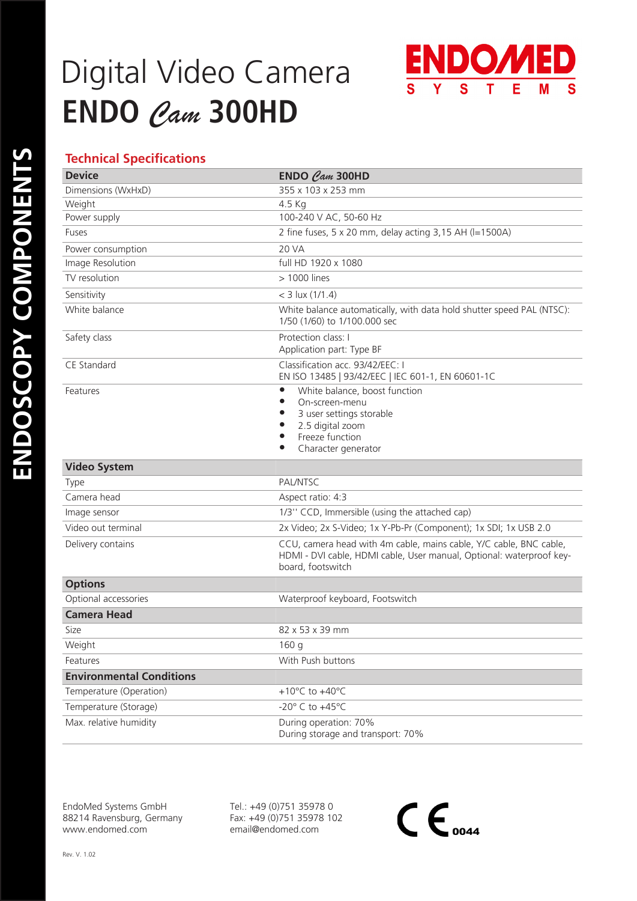# Digital Video Camera
# ENDO *Cam* 300HD

ENDOMED SYSTEMS

ENDOSCOPY COMPONENTS

## Technical Specifications

| **Device** | **ENDO *Cam* 300HD** |
|---|---|
| Dimensions (WxHxD) | 355 x 103 x 253 mm |
| Weight | 4.5 Kg |
| Power supply | 100-240 V AC, 50-60 Hz |
| Fuses | 2 fine fuses, 5 x 20 mm, delay acting 3,15 AH (I=1500A) |
| Power consumption | 20 VA |
| Image Resolution | full HD 1920 x 1080 |
| TV resolution | > 1000 lines |
| Sensitivity | < 3 lux (1/1.4) |
| White balance | White balance automatically, with data hold shutter speed PAL (NTSC): 1/50 (1/60) to 1/100.000 sec |
| Safety class | Protection class: I<br>Application part: Type BF |
| CE Standard | Classification acc. 93/42/EEC: I<br>EN ISO 13485 \| 93/42/EEC \| IEC 601-1, EN 60601-1C |
| Features | • White balance, boost function<br>• On-screen-menu<br>• 3 user settings storable<br>• 2.5 digital zoom<br>• Freeze function<br>• Character generator |
| **Video System** | |
| Type | PAL/NTSC |
| Camera head | Aspect ratio: 4:3 |
| Image sensor | 1/3'' CCD, Immersible (using the attached cap) |
| Video out terminal | 2x Video; 2x S-Video; 1x Y-Pb-Pr (Component); 1x SDI; 1x USB 2.0 |
| Delivery contains | CCU, camera head with 4m cable, mains cable, Y/C cable, BNC cable, HDMI - DVI cable, HDMI cable, User manual, Optional: waterproof key-board, footswitch |
| **Options** | |
| Optional accessories | Waterproof keyboard, Footswitch |
| **Camera Head** | |
| Size | 82 x 53 x 39 mm |
| Weight | 160 g |
| Features | With Push buttons |
| **Environmental Conditions** | |
| Temperature (Operation) | +10°C to +40°C |
| Temperature (Storage) | -20° C to +45°C |
| Max. relative humidity | During operation: 70%<br>During storage and transport: 70% |

EndoMed Systems GmbH
88214 Ravensburg, Germany
www.endomed.com

Tel.: +49 (0)751 35978 0
Fax: +49 (0)751 35978 102
email@endomed.com

CE 0044

Rev. V. 1.02